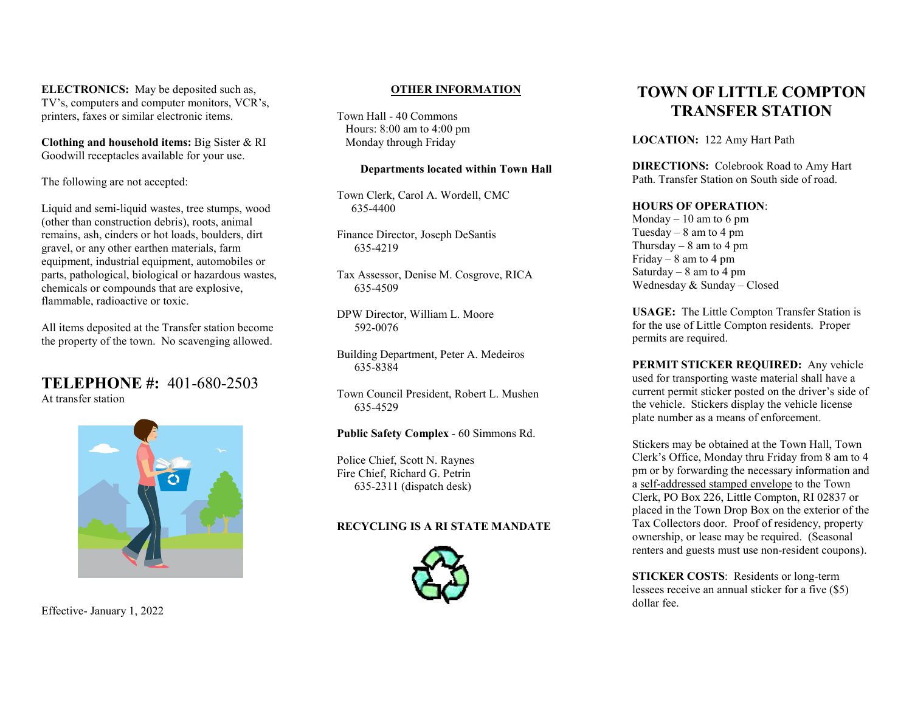**ELECTRONICS:** May be deposited such as, TV's, computers and computer monitors, VCR's, printers, faxes or similar electronic items.

**Clothing and household items:** Big Sister & RI Goodwill receptacles available for your use.

The following are not accepted:

Liquid and semi-liquid wastes, tree stumps, wood (other than construction debris), roots, animal remains, ash, cinders or hot loads, boulders, dirt gravel, or any other earthen materials, farm equipment, industrial equipment, automobiles or parts, pathological, biological or hazardous wastes, chemicals or compounds that are explosive, flammable, radioactive or toxic.

All items deposited at the Transfer station become the property of the town. No scavenging allowed.

## TELEPHONE #: 401-680-2503

At transfer station

Effective- January 1, 2022

## OTHER INFORMATION

Town Hall - 40 Commons
Hours: 8:00 am to 4:00 pm
Monday through Friday

**Departments located within Town Hall**

Town Clerk, Carol A. Wordell, CMC
635-4400

Finance Director, Joseph DeSantis
635-4219

Tax Assessor, Denise M. Cosgrove, RICA
635-4509

DPW Director, William L. Moore
592-0076

Building Department, Peter A. Medeiros
635-8384

Town Council President, Robert L. Mushen
635-4529

**Public Safety Complex** - 60 Simmons Rd.

Police Chief, Scott N. Raynes
Fire Chief, Richard G. Petrin
635-2311 (dispatch desk)

**RECYCLING IS A RI STATE MANDATE**

# TOWN OF LITTLE COMPTON TRANSFER STATION

**LOCATION:** 122 Amy Hart Path

**DIRECTIONS:** Colebrook Road to Amy Hart Path. Transfer Station on South side of road.

**HOURS OF OPERATION**:
Monday – 10 am to 6 pm
Tuesday – 8 am to 4 pm
Thursday – 8 am to 4 pm
Friday – 8 am to 4 pm
Saturday – 8 am to 4 pm
Wednesday & Sunday – Closed

**USAGE:** The Little Compton Transfer Station is for the use of Little Compton residents. Proper permits are required.

**PERMIT STICKER REQUIRED:** Any vehicle used for transporting waste material shall have a current permit sticker posted on the driver's side of the vehicle. Stickers display the vehicle license plate number as a means of enforcement.

Stickers may be obtained at the Town Hall, Town Clerk's Office, Monday thru Friday from 8 am to 4 pm or by forwarding the necessary information and a self-addressed stamped envelope to the Town Clerk, PO Box 226, Little Compton, RI 02837 or placed in the Town Drop Box on the exterior of the Tax Collectors door. Proof of residency, property ownership, or lease may be required. (Seasonal renters and guests must use non-resident coupons).

**STICKER COSTS**: Residents or long-term lessees receive an annual sticker for a five ($5) dollar fee.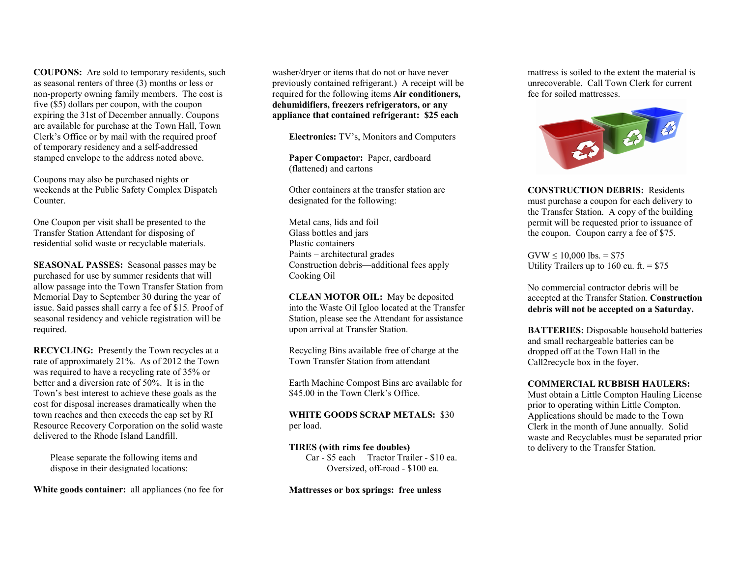**COUPONS:** Are sold to temporary residents, such as seasonal renters of three (3) months or less or non-property owning family members. The cost is five ($5) dollars per coupon, with the coupon expiring the 31st of December annually. Coupons are available for purchase at the Town Hall, Town Clerk's Office or by mail with the required proof of temporary residency and a self-addressed stamped envelope to the address noted above.

Coupons may also be purchased nights or weekends at the Public Safety Complex Dispatch Counter.

One Coupon per visit shall be presented to the Transfer Station Attendant for disposing of residential solid waste or recyclable materials.

**SEASONAL PASSES:** Seasonal passes may be purchased for use by summer residents that will allow passage into the Town Transfer Station from Memorial Day to September 30 during the year of issue. Said passes shall carry a fee of $15. Proof of seasonal residency and vehicle registration will be required.

**RECYCLING:** Presently the Town recycles at a rate of approximately 21%. As of 2012 the Town was required to have a recycling rate of 35% or better and a diversion rate of 50%. It is in the Town's best interest to achieve these goals as the cost for disposal increases dramatically when the town reaches and then exceeds the cap set by RI Resource Recovery Corporation on the solid waste delivered to the Rhode Island Landfill.

Please separate the following items and dispose in their designated locations:

**White goods container:** all appliances (no fee for washer/dryer or items that do not or have never previously contained refrigerant.) A receipt will be required for the following items **Air conditioners, dehumidifiers, freezers refrigerators, or any appliance that contained refrigerant: $25 each**

**Electronics:** TV's, Monitors and Computers

**Paper Compactor:** Paper, cardboard (flattened) and cartons

Other containers at the transfer station are designated for the following:

Metal cans, lids and foil
Glass bottles and jars
Plastic containers
Paints – architectural grades
Construction debris—additional fees apply
Cooking Oil

**CLEAN MOTOR OIL:** May be deposited into the Waste Oil Igloo located at the Transfer Station, please see the Attendant for assistance upon arrival at Transfer Station.

Recycling Bins available free of charge at the Town Transfer Station from attendant

Earth Machine Compost Bins are available for $45.00 in the Town Clerk's Office.

**WHITE GOODS SCRAP METALS:** $30 per load.

**TIRES (with rims fee doubles)**
Car - $5 each Tractor Trailer - $10 ea.
Oversized, off-road - $100 ea.

**Mattresses or box springs: free unless** mattress is soiled to the extent the material is unrecoverable. Call Town Clerk for current fee for soiled mattresses.

**CONSTRUCTION DEBRIS:** Residents must purchase a coupon for each delivery to the Transfer Station. A copy of the building permit will be requested prior to issuance of the coupon. Coupon carry a fee of $75.

GVW $\leq$ 10,000 lbs. = $75
Utility Trailers up to 160 cu. ft. = $75

No commercial contractor debris will be accepted at the Transfer Station. **Construction debris will not be accepted on a Saturday.**

**BATTERIES:** Disposable household batteries and small rechargeable batteries can be dropped off at the Town Hall in the Call2recycle box in the foyer.

**COMMERCIAL RUBBISH HAULERS:**
Must obtain a Little Compton Hauling License prior to operating within Little Compton. Applications should be made to the Town Clerk in the month of June annually. Solid waste and Recyclables must be separated prior to delivery to the Transfer Station.